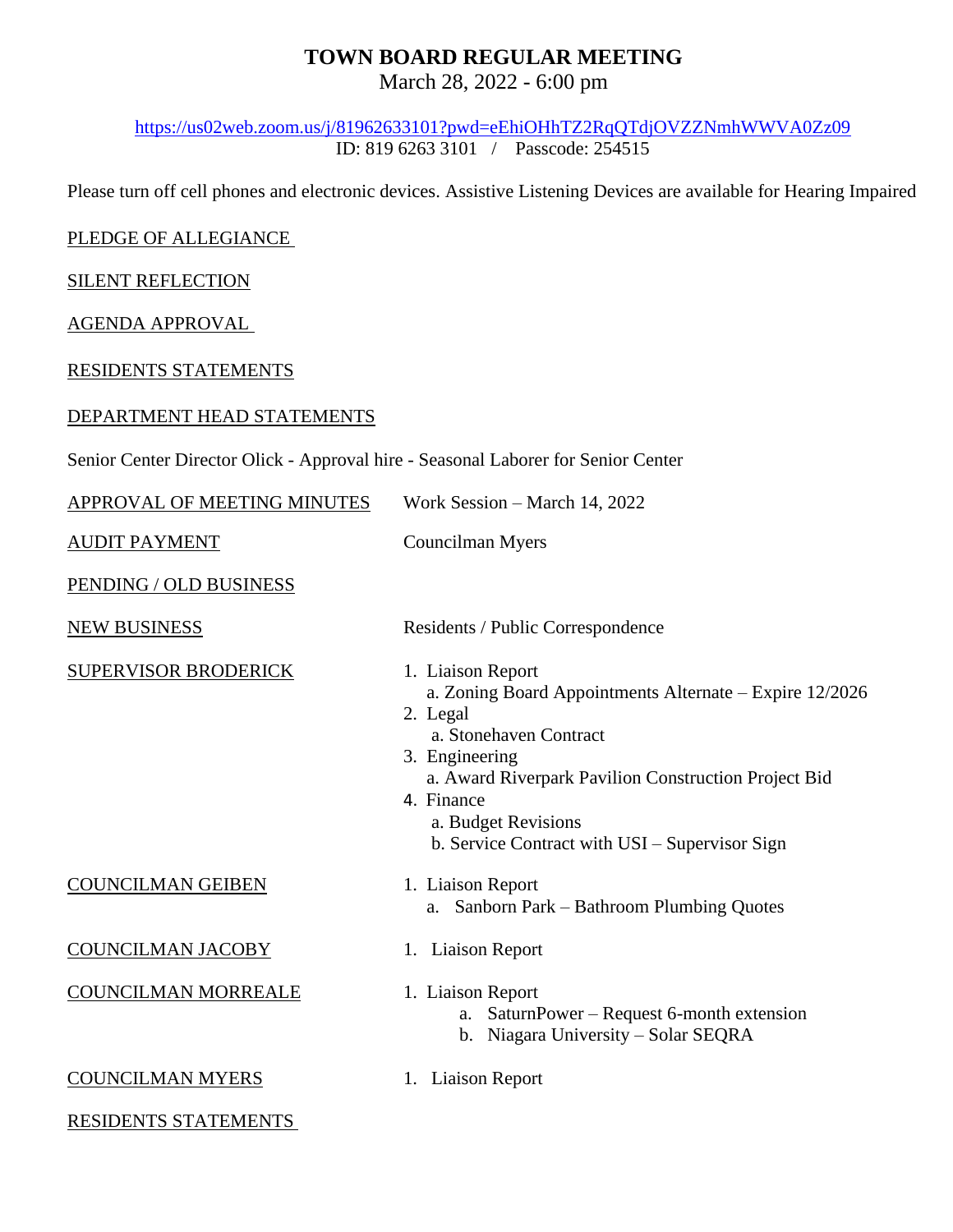# TOWN BOARD REGULAR MEETING

March 28, 2022 - 6:00 pm

https://us02web.zoom.us/j/81962633101?pwd=eEhiOHhTZ2RqQTdjOVZZNmhWWVA0Zz09

ID: 819 6263 3101 / Passcode: 254515

Please turn off cell phones and electronic devices. Assistive Listening Devices are available for Hearing Impaired

PLEDGE OF ALLEGIANCE

SILENT REFLECTION

AGENDA APPROVAL

RESIDENTS STATEMENTS

DEPARTMENT HEAD STATEMENTS

Senior Center Director Olick - Approval hire - Seasonal Laborer for Senior Center

APPROVAL OF MEETING MINUTES — Work Session – March 14, 2022

AUDIT PAYMENT — Councilman Myers

PENDING / OLD BUSINESS

NEW BUSINESS — Residents / Public Correspondence

SUPERVISOR BRODERICK

1. Liaison Report
   a. Zoning Board Appointments Alternate – Expire 12/2026
2. Legal
   a. Stonehaven Contract
3. Engineering
   a. Award Riverpark Pavilion Construction Project Bid
4. Finance
   a. Budget Revisions
   b. Service Contract with USI – Supervisor Sign

COUNCILMAN GEIBEN

1. Liaison Report
   a. Sanborn Park – Bathroom Plumbing Quotes

COUNCILMAN JACOBY

1. Liaison Report

COUNCILMAN MORREALE

1. Liaison Report
   a. SaturnPower – Request 6-month extension
   b. Niagara University – Solar SEQRA

COUNCILMAN MYERS

1. Liaison Report

RESIDENTS STATEMENTS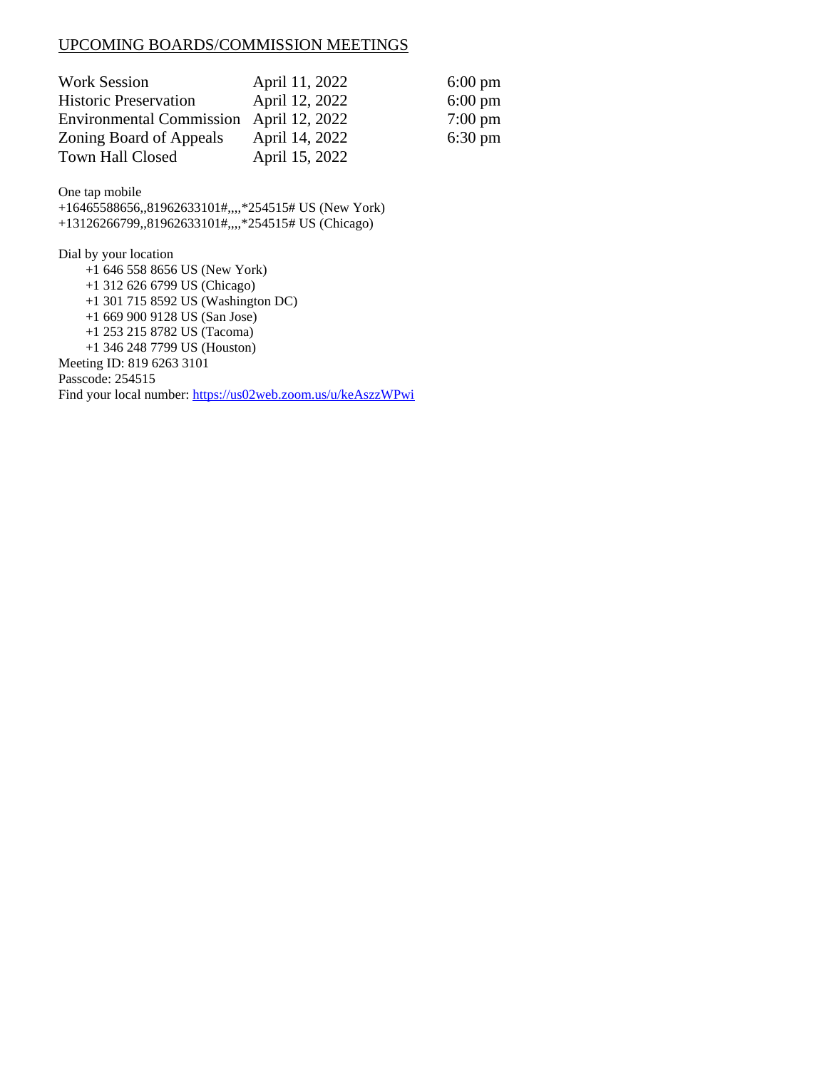## UPCOMING BOARDS/COMMISSION MEETINGS

| | | |
|---|---|---|
| Work Session | April 11, 2022 | 6:00 pm |
| Historic Preservation | April 12, 2022 | 6:00 pm |
| Environmental Commission | April 12, 2022 | 7:00 pm |
| Zoning Board of Appeals | April 14, 2022 | 6:30 pm |
| Town Hall Closed | April 15, 2022 | |

One tap mobile
+16465588656,,81962633101#,,,,*254515# US (New York)
+13126266799,,81962633101#,,,,*254515# US (Chicago)

Dial by your location
- +1 646 558 8656 US (New York)
- +1 312 626 6799 US (Chicago)
- +1 301 715 8592 US (Washington DC)
- +1 669 900 9128 US (San Jose)
- +1 253 215 8782 US (Tacoma)
- +1 346 248 7799 US (Houston)

Meeting ID: 819 6263 3101
Passcode: 254515
Find your local number: https://us02web.zoom.us/u/keAszzWPwi